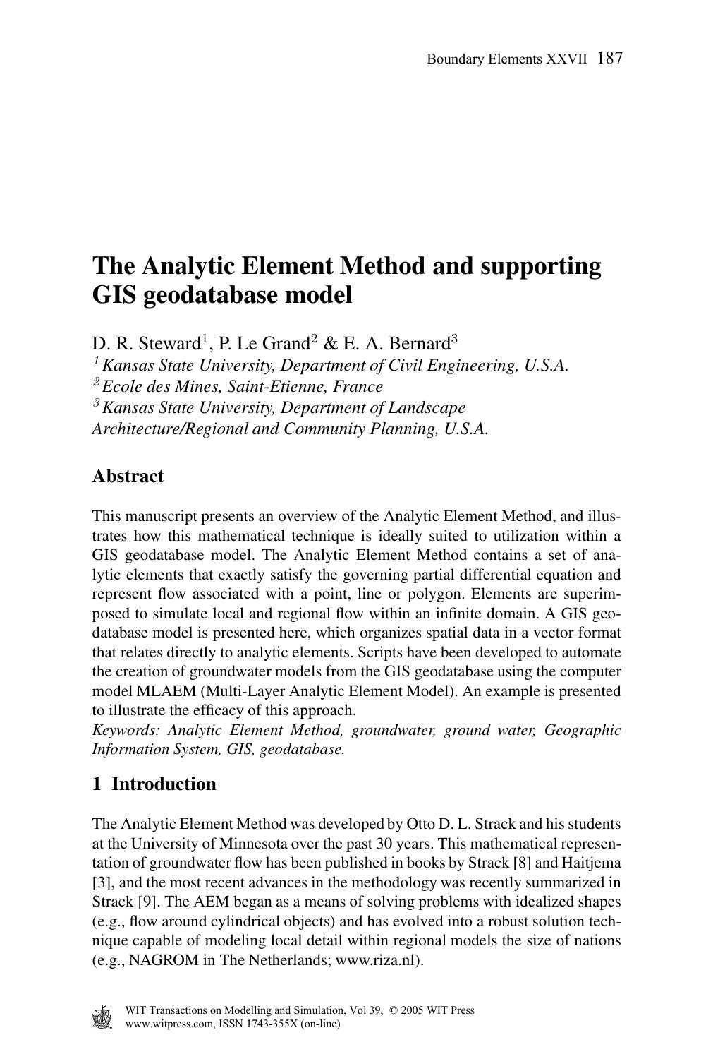# The Analytic Element Method and supporting GIS geodatabase model

D. R. Steward[1], P. Le Grand[2] & E. A. Bernard[3]

[1] *Kansas State University, Department of Civil Engineering, U.S.A.*
[2] *Ecole des Mines, Saint-Etienne, France*
[3] *Kansas State University, Department of Landscape Architecture/Regional and Community Planning, U.S.A.*

## Abstract

This manuscript presents an overview of the Analytic Element Method, and illustrates how this mathematical technique is ideally suited to utilization within a GIS geodatabase model. The Analytic Element Method contains a set of analytic elements that exactly satisfy the governing partial differential equation and represent flow associated with a point, line or polygon. Elements are superimposed to simulate local and regional flow within an infinite domain. A GIS geodatabase model is presented here, which organizes spatial data in a vector format that relates directly to analytic elements. Scripts have been developed to automate the creation of groundwater models from the GIS geodatabase using the computer model MLAEM (Multi-Layer Analytic Element Model). An example is presented to illustrate the efficacy of this approach.

*Keywords: Analytic Element Method, groundwater, ground water, Geographic Information System, GIS, geodatabase.*

## 1 Introduction

The Analytic Element Method was developed by Otto D. L. Strack and his students at the University of Minnesota over the past 30 years. This mathematical representation of groundwater flow has been published in books by Strack [8] and Haitjema [3], and the most recent advances in the methodology was recently summarized in Strack [9]. The AEM began as a means of solving problems with idealized shapes (e.g., flow around cylindrical objects) and has evolved into a robust solution technique capable of modeling local detail within regional models the size of nations (e.g., NAGROM in The Netherlands; www.riza.nl).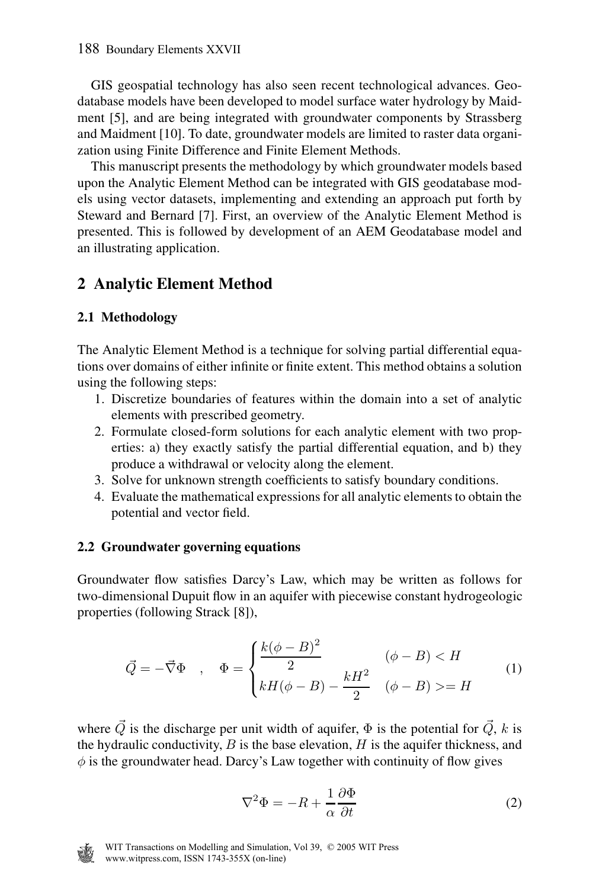GIS geospatial technology has also seen recent technological advances. Geodatabase models have been developed to model surface water hydrology by Maidment [5], and are being integrated with groundwater components by Strassberg and Maidment [10]. To date, groundwater models are limited to raster data organization using Finite Difference and Finite Element Methods.

This manuscript presents the methodology by which groundwater models based upon the Analytic Element Method can be integrated with GIS geodatabase models using vector datasets, implementing and extending an approach put forth by Steward and Bernard [7]. First, an overview of the Analytic Element Method is presented. This is followed by development of an AEM Geodatabase model and an illustrating application.

## 2 Analytic Element Method

### 2.1 Methodology

The Analytic Element Method is a technique for solving partial differential equations over domains of either infinite or finite extent. This method obtains a solution using the following steps:

1. Discretize boundaries of features within the domain into a set of analytic elements with prescribed geometry.
2. Formulate closed-form solutions for each analytic element with two properties: a) they exactly satisfy the partial differential equation, and b) they produce a withdrawal or velocity along the element.
3. Solve for unknown strength coefficients to satisfy boundary conditions.
4. Evaluate the mathematical expressions for all analytic elements to obtain the potential and vector field.

### 2.2 Groundwater governing equations

Groundwater flow satisfies Darcy's Law, which may be written as follows for two-dimensional Dupuit flow in an aquifer with piecewise constant hydrogeologic properties (following Strack [8]),

$$\vec{Q} = -\vec{\nabla}\Phi \quad , \quad \Phi = \begin{cases} \dfrac{k(\phi - B)^2}{2} & (\phi - B) < H \\ kH(\phi - B) - \dfrac{kH^2}{2} & (\phi - B) >= H \end{cases} \tag{1}$$

where $\vec{Q}$ is the discharge per unit width of aquifer, $\Phi$ is the potential for $\vec{Q}$, $k$ is the hydraulic conductivity, $B$ is the base elevation, $H$ is the aquifer thickness, and $\phi$ is the groundwater head. Darcy's Law together with continuity of flow gives

$$\nabla^2\Phi = -R + \frac{1}{\alpha}\frac{\partial\Phi}{\partial t} \tag{2}$$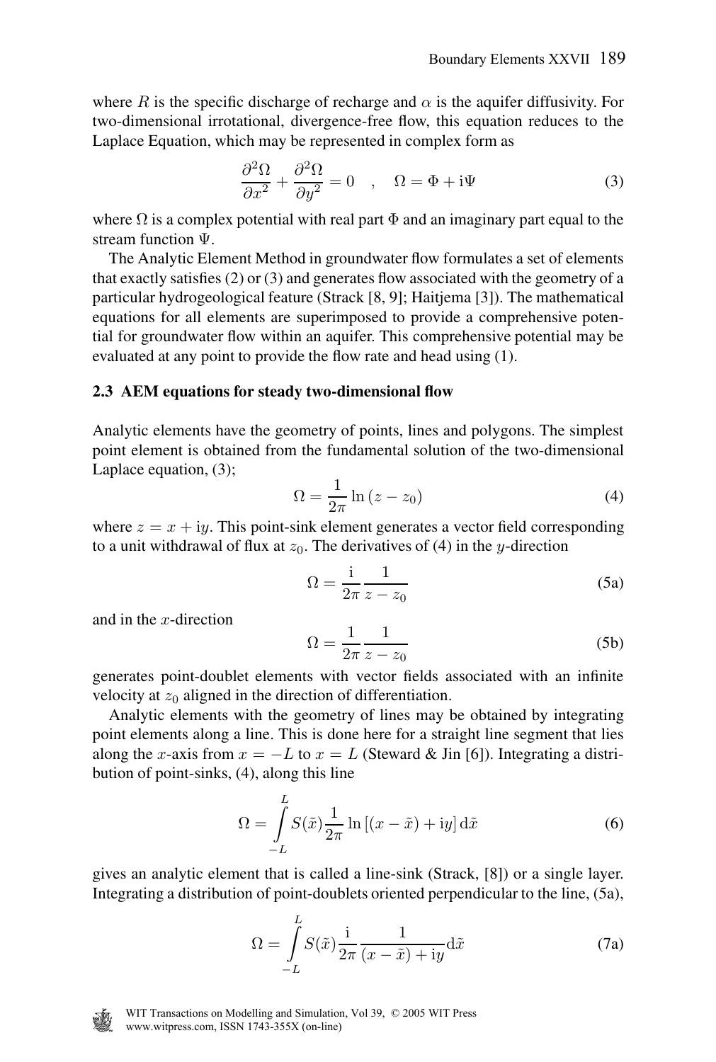where $R$ is the specific discharge of recharge and $\alpha$ is the aquifer diffusivity. For two-dimensional irrotational, divergence-free flow, this equation reduces to the Laplace Equation, which may be represented in complex form as

$$\frac{\partial^2 \Omega}{\partial x^2} + \frac{\partial^2 \Omega}{\partial y^2} = 0 \quad , \quad \Omega = \Phi + \mathrm{i}\Psi \tag{3}$$

where $\Omega$ is a complex potential with real part $\Phi$ and an imaginary part equal to the stream function $\Psi$.

The Analytic Element Method in groundwater flow formulates a set of elements that exactly satisfies (2) or (3) and generates flow associated with the geometry of a particular hydrogeological feature (Strack [8, 9]; Haitjema [3]). The mathematical equations for all elements are superimposed to provide a comprehensive potential for groundwater flow within an aquifer. This comprehensive potential may be evaluated at any point to provide the flow rate and head using (1).

### 2.3 AEM equations for steady two-dimensional flow

Analytic elements have the geometry of points, lines and polygons. The simplest point element is obtained from the fundamental solution of the two-dimensional Laplace equation, (3);

$$\Omega = \frac{1}{2\pi} \ln (z - z_0) \tag{4}$$

where $z = x + \mathrm{i}y$. This point-sink element generates a vector field corresponding to a unit withdrawal of flux at $z_0$. The derivatives of (4) in the $y$-direction

$$\Omega = \frac{\mathrm{i}}{2\pi} \frac{1}{z - z_0} \tag{5a}$$

and in the $x$-direction

$$\Omega = \frac{1}{2\pi} \frac{1}{z - z_0} \tag{5b}$$

generates point-doublet elements with vector fields associated with an infinite velocity at $z_0$ aligned in the direction of differentiation.

Analytic elements with the geometry of lines may be obtained by integrating point elements along a line. This is done here for a straight line segment that lies along the $x$-axis from $x = -L$ to $x = L$ (Steward & Jin [6]). Integrating a distribution of point-sinks, (4), along this line

$$\Omega = \int_{-L}^{L} S(\tilde{x}) \frac{1}{2\pi} \ln \left[ (x - \tilde{x}) + \mathrm{i}y \right] \mathrm{d}\tilde{x} \tag{6}$$

gives an analytic element that is called a line-sink (Strack, [8]) or a single layer. Integrating a distribution of point-doublets oriented perpendicular to the line, (5a),

$$\Omega = \int_{-L}^{L} S(\tilde{x}) \frac{\mathrm{i}}{2\pi} \frac{1}{(x - \tilde{x}) + \mathrm{i}y} \mathrm{d}\tilde{x} \tag{7a}$$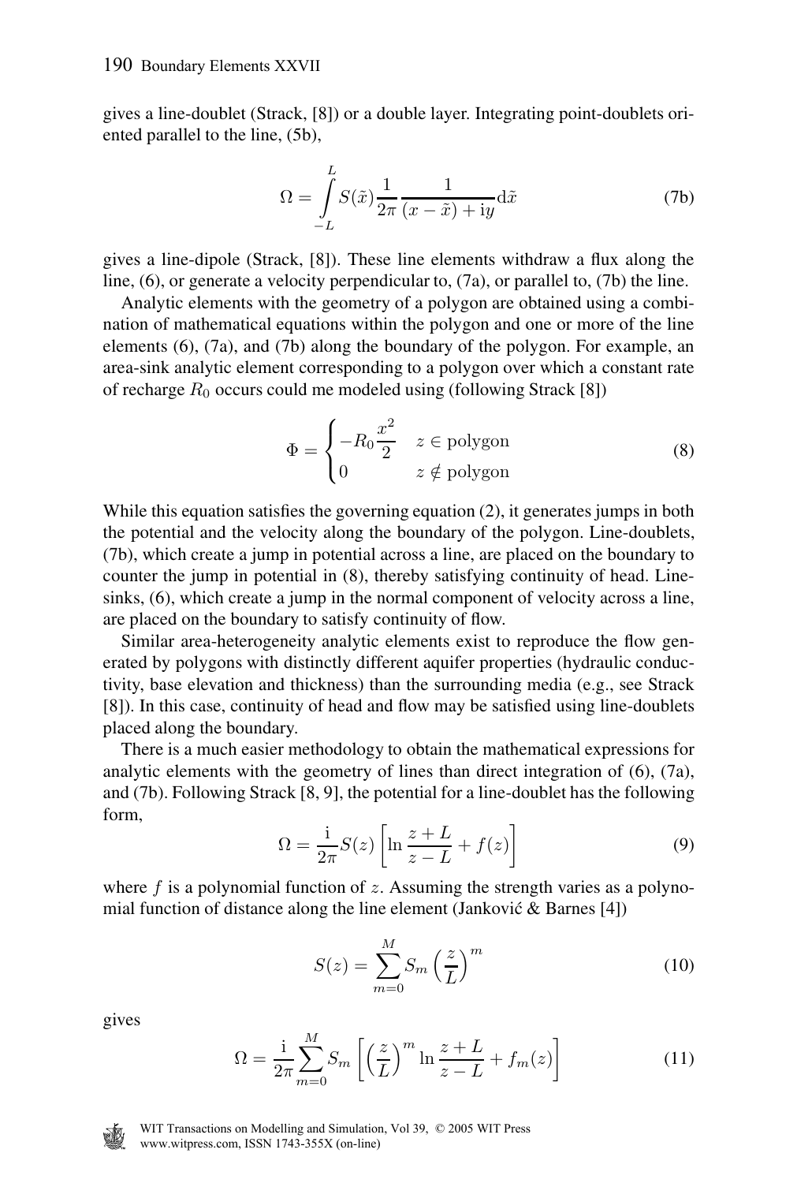gives a line-doublet (Strack, [8]) or a double layer. Integrating point-doublets oriented parallel to the line, (5b),

$$\Omega = \int_{-L}^{L} S(\tilde{x}) \frac{1}{2\pi} \frac{1}{(x-\tilde{x}) + \mathrm{i}y} \mathrm{d}\tilde{x} \tag{7b}$$

gives a line-dipole (Strack, [8]). These line elements withdraw a flux along the line, (6), or generate a velocity perpendicular to, (7a), or parallel to, (7b) the line.

Analytic elements with the geometry of a polygon are obtained using a combination of mathematical equations within the polygon and one or more of the line elements (6), (7a), and (7b) along the boundary of the polygon. For example, an area-sink analytic element corresponding to a polygon over which a constant rate of recharge $R_0$ occurs could me modeled using (following Strack [8])

$$\Phi = \begin{cases} -R_0 \dfrac{x^2}{2} & z \in \text{polygon} \\ 0 & z \notin \text{polygon} \end{cases} \tag{8}$$

While this equation satisfies the governing equation (2), it generates jumps in both the potential and the velocity along the boundary of the polygon. Line-doublets, (7b), which create a jump in potential across a line, are placed on the boundary to counter the jump in potential in (8), thereby satisfying continuity of head. Line-sinks, (6), which create a jump in the normal component of velocity across a line, are placed on the boundary to satisfy continuity of flow.

Similar area-heterogeneity analytic elements exist to reproduce the flow generated by polygons with distinctly different aquifer properties (hydraulic conductivity, base elevation and thickness) than the surrounding media (e.g., see Strack [8]). In this case, continuity of head and flow may be satisfied using line-doublets placed along the boundary.

There is a much easier methodology to obtain the mathematical expressions for analytic elements with the geometry of lines than direct integration of (6), (7a), and (7b). Following Strack [8, 9], the potential for a line-doublet has the following form,

$$\Omega = \frac{\mathrm{i}}{2\pi} S(z) \left[ \ln \frac{z+L}{z-L} + f(z) \right] \tag{9}$$

where $f$ is a polynomial function of $z$. Assuming the strength varies as a polynomial function of distance along the line element (Janković & Barnes [4])

$$S(z) = \sum_{m=0}^{M} S_m \left( \frac{z}{L} \right)^m \tag{10}$$

gives

$$\Omega = \frac{\mathrm{i}}{2\pi} \sum_{m=0}^{M} S_m \left[ \left( \frac{z}{L} \right)^m \ln \frac{z+L}{z-L} + f_m(z) \right] \tag{11}$$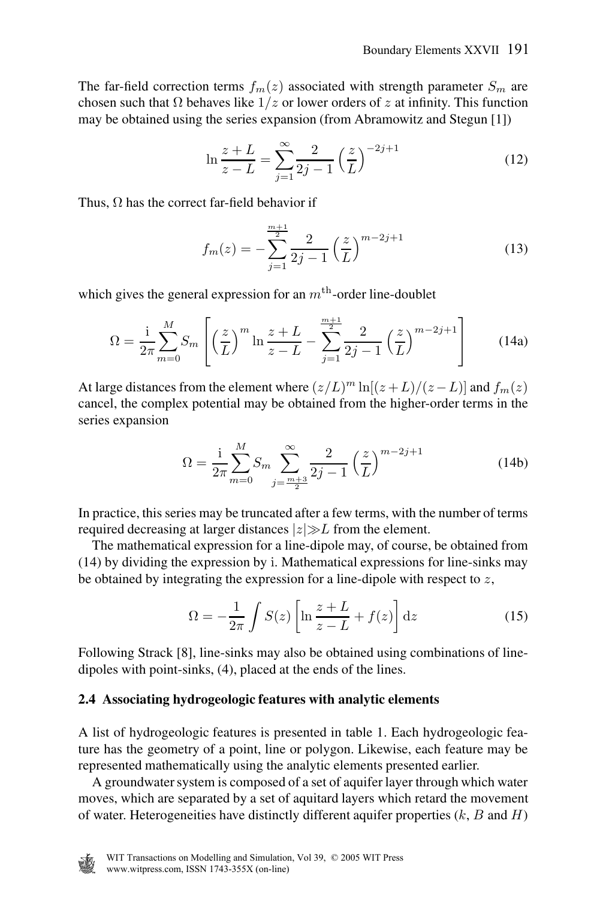The far-field correction terms $f_m(z)$ associated with strength parameter $S_m$ are chosen such that $\Omega$ behaves like $1/z$ or lower orders of $z$ at infinity. This function may be obtained using the series expansion (from Abramowitz and Stegun [1])

$$\ln \frac{z+L}{z-L} = \sum_{j=1}^{\infty} \frac{2}{2j-1} \left(\frac{z}{L}\right)^{-2j+1} \tag{12}$$

Thus, $\Omega$ has the correct far-field behavior if

$$f_m(z) = -\sum_{j=1}^{\frac{m+1}{2}} \frac{2}{2j-1} \left(\frac{z}{L}\right)^{m-2j+1} \tag{13}$$

which gives the general expression for an $m^{\text{th}}$-order line-doublet

$$\Omega = \frac{\mathrm{i}}{2\pi} \sum_{m=0}^{M} S_m \left[ \left(\frac{z}{L}\right)^m \ln \frac{z+L}{z-L} - \sum_{j=1}^{\frac{m+1}{2}} \frac{2}{2j-1} \left(\frac{z}{L}\right)^{m-2j+1} \right] \tag{14a}$$

At large distances from the element where $(z/L)^m \ln[(z+L)/(z-L)]$ and $f_m(z)$ cancel, the complex potential may be obtained from the higher-order terms in the series expansion

$$\Omega = \frac{\mathrm{i}}{2\pi} \sum_{m=0}^{M} S_m \sum_{j=\frac{m+3}{2}}^{\infty} \frac{2}{2j-1} \left(\frac{z}{L}\right)^{m-2j+1} \tag{14b}$$

In practice, this series may be truncated after a few terms, with the number of terms required decreasing at larger distances $|z| \gg L$ from the element.

The mathematical expression for a line-dipole may, of course, be obtained from (14) by dividing the expression by i. Mathematical expressions for line-sinks may be obtained by integrating the expression for a line-dipole with respect to $z$,

$$\Omega = -\frac{1}{2\pi} \int S(z) \left[ \ln \frac{z+L}{z-L} + f(z) \right] \mathrm{d}z \tag{15}$$

Following Strack [8], line-sinks may also be obtained using combinations of line-dipoles with point-sinks, (4), placed at the ends of the lines.

### 2.4 Associating hydrogeologic features with analytic elements

A list of hydrogeologic features is presented in table 1. Each hydrogeologic feature has the geometry of a point, line or polygon. Likewise, each feature may be represented mathematically using the analytic elements presented earlier.

A groundwater system is composed of a set of aquifer layer through which water moves, which are separated by a set of aquitard layers which retard the movement of water. Heterogeneities have distinctly different aquifer properties ($k$, $B$ and $H$)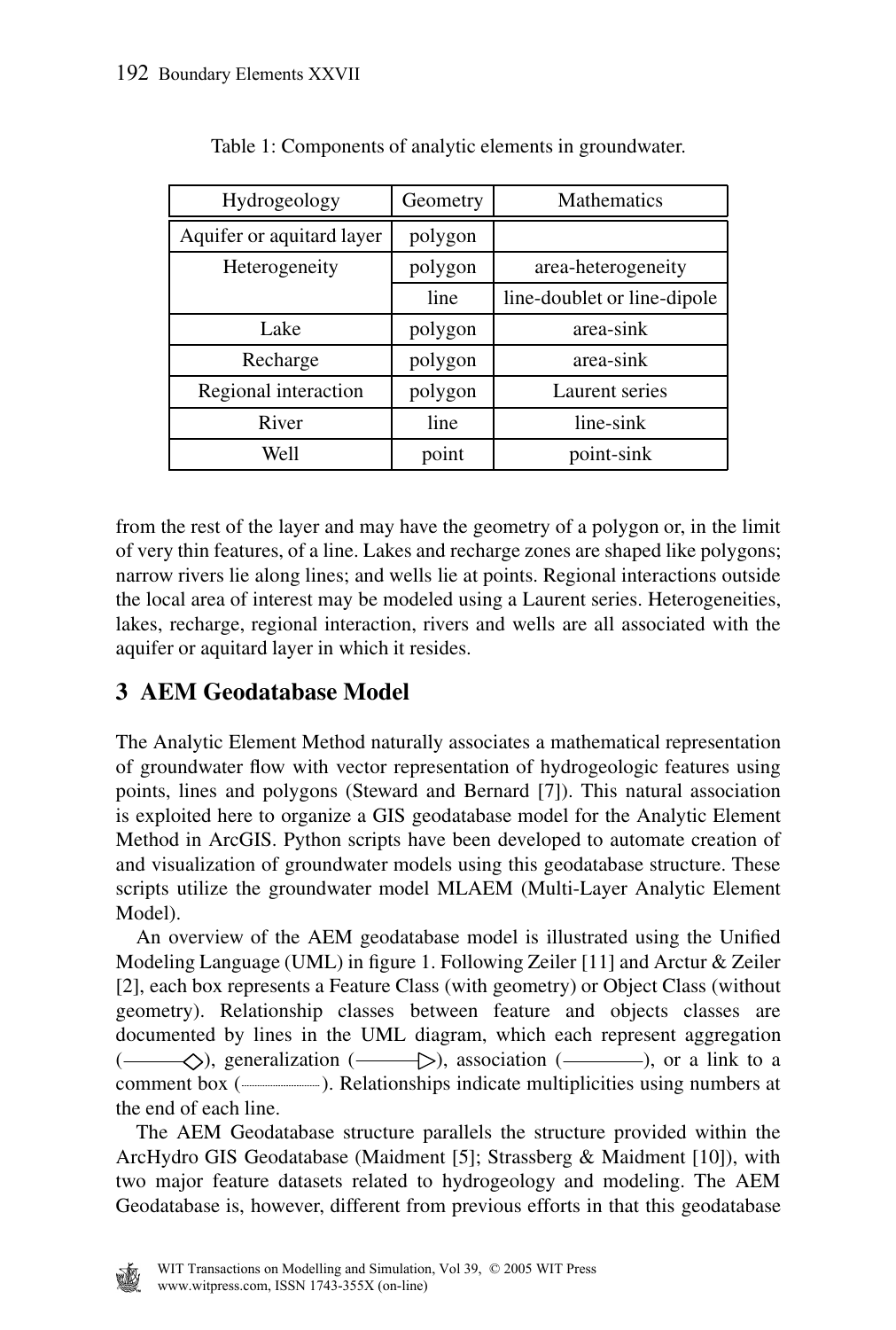Table 1: Components of analytic elements in groundwater.

| Hydrogeology | Geometry | Mathematics |
|---|---|---|
| Aquifer or aquitard layer | polygon | |
| Heterogeneity | polygon | area-heterogeneity |
| | line | line-doublet or line-dipole |
| Lake | polygon | area-sink |
| Recharge | polygon | area-sink |
| Regional interaction | polygon | Laurent series |
| River | line | line-sink |
| Well | point | point-sink |

from the rest of the layer and may have the geometry of a polygon or, in the limit of very thin features, of a line. Lakes and recharge zones are shaped like polygons; narrow rivers lie along lines; and wells lie at points. Regional interactions outside the local area of interest may be modeled using a Laurent series. Heterogeneities, lakes, recharge, regional interaction, rivers and wells are all associated with the aquifer or aquitard layer in which it resides.

## 3 AEM Geodatabase Model

The Analytic Element Method naturally associates a mathematical representation of groundwater flow with vector representation of hydrogeologic features using points, lines and polygons (Steward and Bernard [7]). This natural association is exploited here to organize a GIS geodatabase model for the Analytic Element Method in ArcGIS. Python scripts have been developed to automate creation of and visualization of groundwater models using this geodatabase structure. These scripts utilize the groundwater model MLAEM (Multi-Layer Analytic Element Model).

An overview of the AEM geodatabase model is illustrated using the Unified Modeling Language (UML) in figure 1. Following Zeiler [11] and Arctur & Zeiler [2], each box represents a Feature Class (with geometry) or Object Class (without geometry). Relationship classes between feature and objects classes are documented by lines in the UML diagram, which each represent aggregation (———◇), generalization (———▷), association (————), or a link to a comment box (··········). Relationships indicate multiplicities using numbers at the end of each line.

The AEM Geodatabase structure parallels the structure provided within the ArcHydro GIS Geodatabase (Maidment [5]; Strassberg & Maidment [10]), with two major feature datasets related to hydrogeology and modeling. The AEM Geodatabase is, however, different from previous efforts in that this geodatabase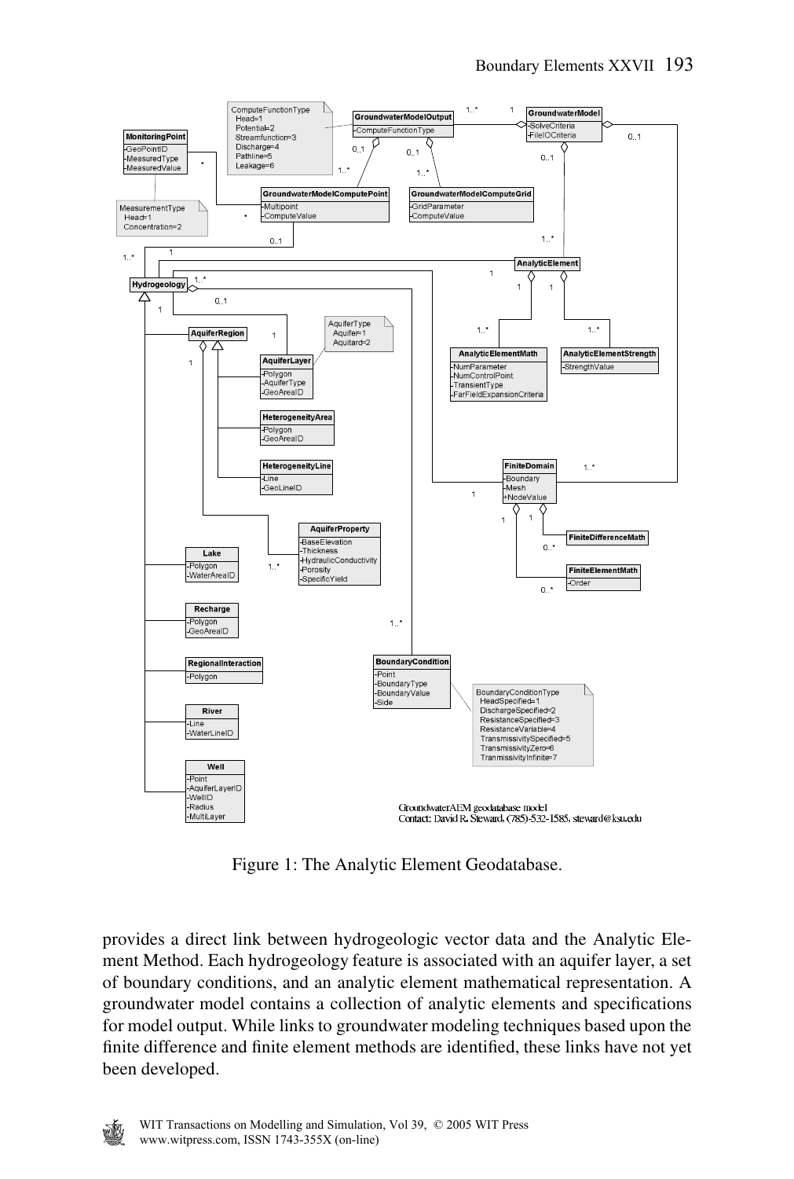Figure 1: The Analytic Element Geodatabase.

provides a direct link between hydrogeologic vector data and the Analytic Element Method. Each hydrogeology feature is associated with an aquifer layer, a set of boundary conditions, and an analytic element mathematical representation. A groundwater model contains a collection of analytic elements and specifications for model output. While links to groundwater modeling techniques based upon the finite difference and finite element methods are identified, these links have not yet been developed.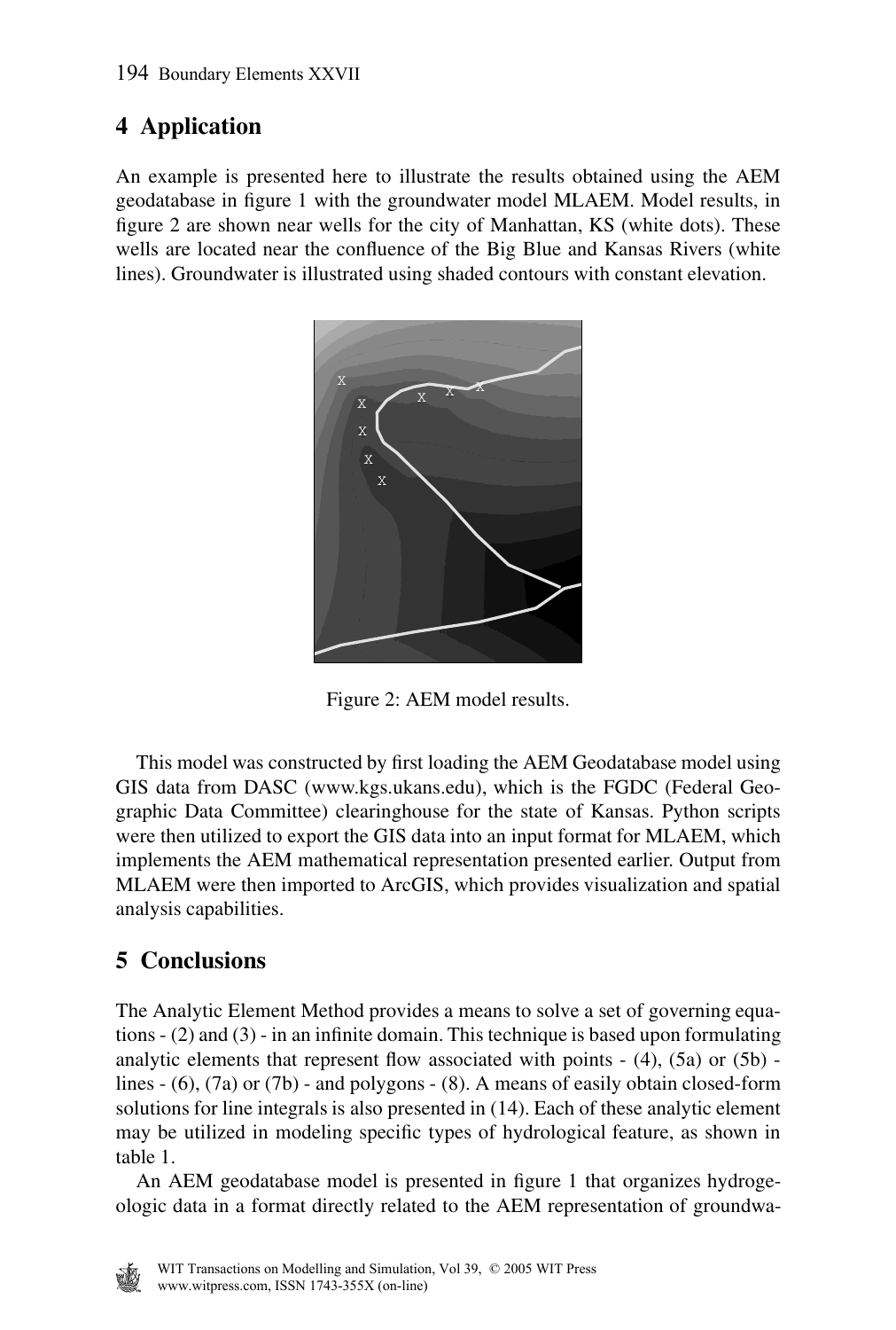## 4 Application

An example is presented here to illustrate the results obtained using the AEM geodatabase in figure 1 with the groundwater model MLAEM. Model results, in figure 2 are shown near wells for the city of Manhattan, KS (white dots). These wells are located near the confluence of the Big Blue and Kansas Rivers (white lines). Groundwater is illustrated using shaded contours with constant elevation.

Figure 2: AEM model results.

This model was constructed by first loading the AEM Geodatabase model using GIS data from DASC (www.kgs.ukans.edu), which is the FGDC (Federal Geographic Data Committee) clearinghouse for the state of Kansas. Python scripts were then utilized to export the GIS data into an input format for MLAEM, which implements the AEM mathematical representation presented earlier. Output from MLAEM were then imported to ArcGIS, which provides visualization and spatial analysis capabilities.

## 5 Conclusions

The Analytic Element Method provides a means to solve a set of governing equations - (2) and (3) - in an infinite domain. This technique is based upon formulating analytic elements that represent flow associated with points - (4), (5a) or (5b) - lines - (6), (7a) or (7b) - and polygons - (8). A means of easily obtain closed-form solutions for line integrals is also presented in (14). Each of these analytic element may be utilized in modeling specific types of hydrological feature, as shown in table 1.

An AEM geodatabase model is presented in figure 1 that organizes hydrogeologic data in a format directly related to the AEM representation of groundwa-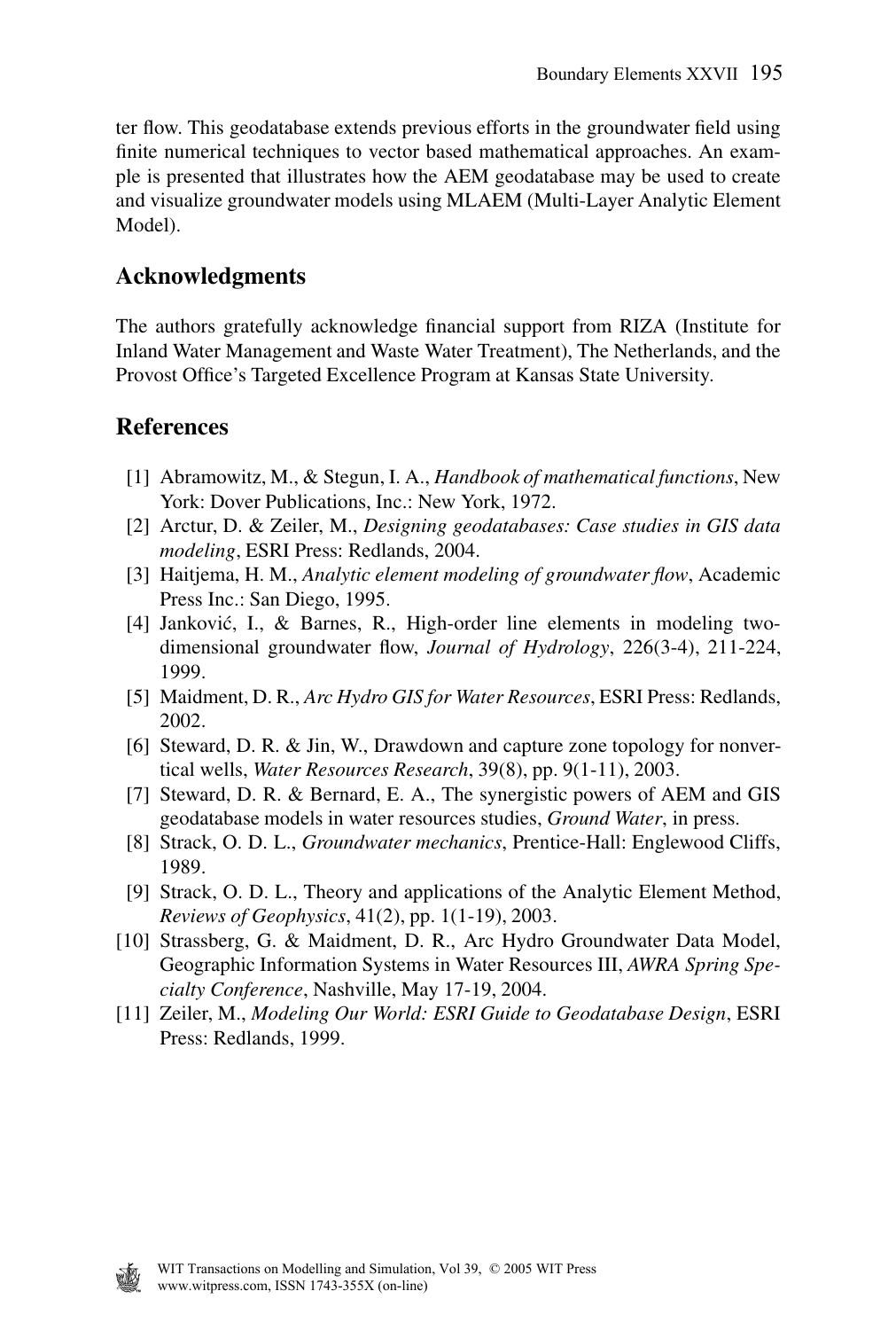ter flow. This geodatabase extends previous efforts in the groundwater field using finite numerical techniques to vector based mathematical approaches. An example is presented that illustrates how the AEM geodatabase may be used to create and visualize groundwater models using MLAEM (Multi-Layer Analytic Element Model).

## Acknowledgments

The authors gratefully acknowledge financial support from RIZA (Institute for Inland Water Management and Waste Water Treatment), The Netherlands, and the Provost Office's Targeted Excellence Program at Kansas State University.

## References

[1] Abramowitz, M., & Stegun, I. A., *Handbook of mathematical functions*, New York: Dover Publications, Inc.: New York, 1972.

[2] Arctur, D. & Zeiler, M., *Designing geodatabases: Case studies in GIS data modeling*, ESRI Press: Redlands, 2004.

[3] Haitjema, H. M., *Analytic element modeling of groundwater flow*, Academic Press Inc.: San Diego, 1995.

[4] Janković, I., & Barnes, R., High-order line elements in modeling two-dimensional groundwater flow, *Journal of Hydrology*, 226(3-4), 211-224, 1999.

[5] Maidment, D. R., *Arc Hydro GIS for Water Resources*, ESRI Press: Redlands, 2002.

[6] Steward, D. R. & Jin, W., Drawdown and capture zone topology for nonvertical wells, *Water Resources Research*, 39(8), pp. 9(1-11), 2003.

[7] Steward, D. R. & Bernard, E. A., The synergistic powers of AEM and GIS geodatabase models in water resources studies, *Ground Water*, in press.

[8] Strack, O. D. L., *Groundwater mechanics*, Prentice-Hall: Englewood Cliffs, 1989.

[9] Strack, O. D. L., Theory and applications of the Analytic Element Method, *Reviews of Geophysics*, 41(2), pp. 1(1-19), 2003.

[10] Strassberg, G. & Maidment, D. R., Arc Hydro Groundwater Data Model, Geographic Information Systems in Water Resources III, *AWRA Spring Specialty Conference*, Nashville, May 17-19, 2004.

[11] Zeiler, M., *Modeling Our World: ESRI Guide to Geodatabase Design*, ESRI Press: Redlands, 1999.